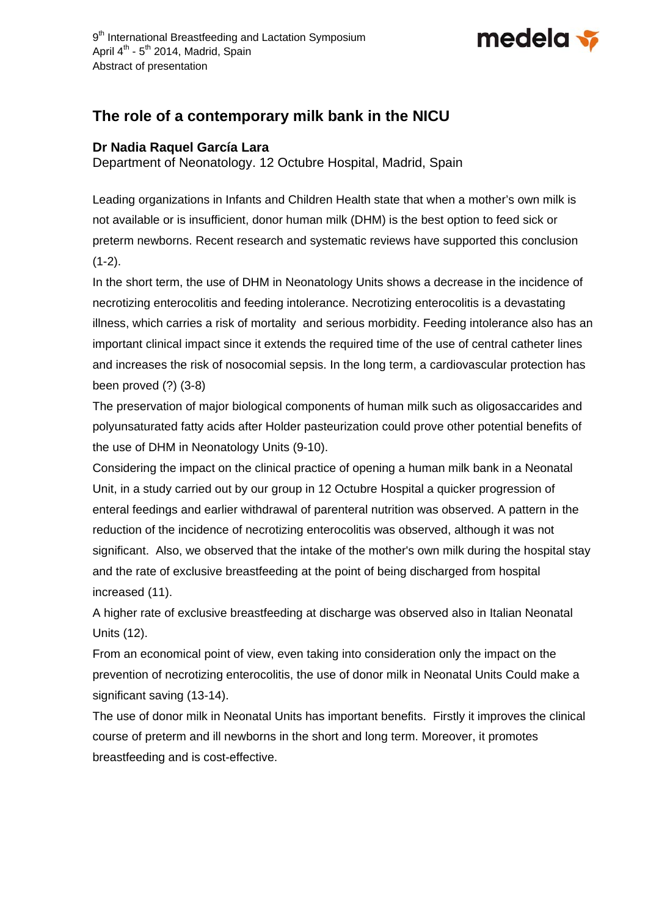9th International Breastfeeding and Lactation Symposium
April 4th - 5th 2014, Madrid, Spain
Abstract of presentation

# The role of a contemporary milk bank in the NICU

**Dr Nadia Raquel García Lara**
Department of Neonatology. 12 Octubre Hospital, Madrid, Spain

Leading organizations in Infants and Children Health state that when a mother's own milk is not available or is insufficient, donor human milk (DHM) is the best option to feed sick or preterm newborns. Recent research and systematic reviews have supported this conclusion (1-2).

In the short term, the use of DHM in Neonatology Units shows a decrease in the incidence of necrotizing enterocolitis and feeding intolerance. Necrotizing enterocolitis is a devastating illness, which carries a risk of mortality and serious morbidity. Feeding intolerance also has an important clinical impact since it extends the required time of the use of central catheter lines and increases the risk of nosocomial sepsis. In the long term, a cardiovascular protection has been proved (?) (3-8)

The preservation of major biological components of human milk such as oligosaccharides and polyunsaturated fatty acids after Holder pasteurization could prove other potential benefits of the use of DHM in Neonatology Units (9-10).

Considering the impact on the clinical practice of opening a human milk bank in a Neonatal Unit, in a study carried out by our group in 12 Octubre Hospital a quicker progression of enteral feedings and earlier withdrawal of parenteral nutrition was observed. A pattern in the reduction of the incidence of necrotizing enterocolitis was observed, although it was not significant. Also, we observed that the intake of the mother's own milk during the hospital stay and the rate of exclusive breastfeeding at the point of being discharged from hospital increased (11).

A higher rate of exclusive breastfeeding at discharge was observed also in Italian Neonatal Units (12).

From an economical point of view, even taking into consideration only the impact on the prevention of necrotizing enterocolitis, the use of donor milk in Neonatal Units Could make a significant saving (13-14).

The use of donor milk in Neonatal Units has important benefits. Firstly it improves the clinical course of preterm and ill newborns in the short and long term. Moreover, it promotes breastfeeding and is cost-effective.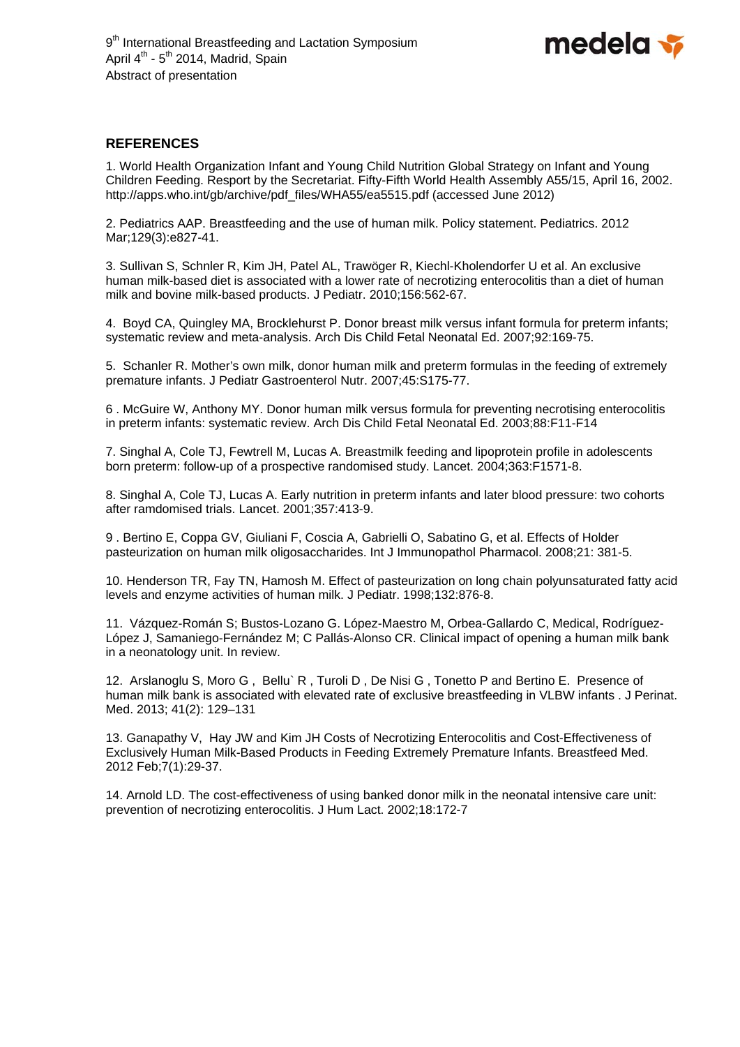## REFERENCES

1. World Health Organization Infant and Young Child Nutrition Global Strategy on Infant and Young Children Feeding. Resport by the Secretariat. Fifty-Fifth World Health Assembly A55/15, April 16, 2002. http://apps.who.int/gb/archive/pdf_files/WHA55/ea5515.pdf (accessed June 2012)

2. Pediatrics AAP. Breastfeeding and the use of human milk. Policy statement. Pediatrics. 2012 Mar;129(3):e827-41.

3. Sullivan S, Schnler R, Kim JH, Patel AL, Trawöger R, Kiechl-Kholendorfer U et al. An exclusive human milk-based diet is associated with a lower rate of necrotizing enterocolitis than a diet of human milk and bovine milk-based products. J Pediatr. 2010;156:562-67.

4. Boyd CA, Quingley MA, Brocklehurst P. Donor breast milk versus infant formula for preterm infants; systematic review and meta-analysis. Arch Dis Child Fetal Neonatal Ed. 2007;92:169-75.

5. Schanler R. Mother's own milk, donor human milk and preterm formulas in the feeding of extremely premature infants. J Pediatr Gastroenterol Nutr. 2007;45:S175-77.

6 . McGuire W, Anthony MY. Donor human milk versus formula for preventing necrotising enterocolitis in preterm infants: systematic review. Arch Dis Child Fetal Neonatal Ed. 2003;88:F11-F14

7. Singhal A, Cole TJ, Fewtrell M, Lucas A. Breastmilk feeding and lipoprotein profile in adolescents born preterm: follow-up of a prospective randomised study. Lancet. 2004;363:F1571-8.

8. Singhal A, Cole TJ, Lucas A. Early nutrition in preterm infants and later blood pressure: two cohorts after ramdomised trials. Lancet. 2001;357:413-9.

9 . Bertino E, Coppa GV, Giuliani F, Coscia A, Gabrielli O, Sabatino G, et al. Effects of Holder pasteurization on human milk oligosaccharides. Int J Immunopathol Pharmacol. 2008;21: 381-5.

10. Henderson TR, Fay TN, Hamosh M. Effect of pasteurization on long chain polyunsaturated fatty acid levels and enzyme activities of human milk. J Pediatr. 1998;132:876-8.

11. Vázquez-Román S; Bustos-Lozano G. López-Maestro M, Orbea-Gallardo C, Medical, Rodríguez-López J, Samaniego-Fernández M; C Pallás-Alonso CR. Clinical impact of opening a human milk bank in a neonatology unit. In review.

12. Arslanoglu S, Moro G , Bellu` R , Turoli D , De Nisi G , Tonetto P and Bertino E. Presence of human milk bank is associated with elevated rate of exclusive breastfeeding in VLBW infants . J Perinat. Med. 2013; 41(2): 129–131

13. Ganapathy V, Hay JW and Kim JH Costs of Necrotizing Enterocolitis and Cost-Effectiveness of Exclusively Human Milk-Based Products in Feeding Extremely Premature Infants. Breastfeed Med. 2012 Feb;7(1):29-37.

14. Arnold LD. The cost-effectiveness of using banked donor milk in the neonatal intensive care unit: prevention of necrotizing enterocolitis. J Hum Lact. 2002;18:172-7